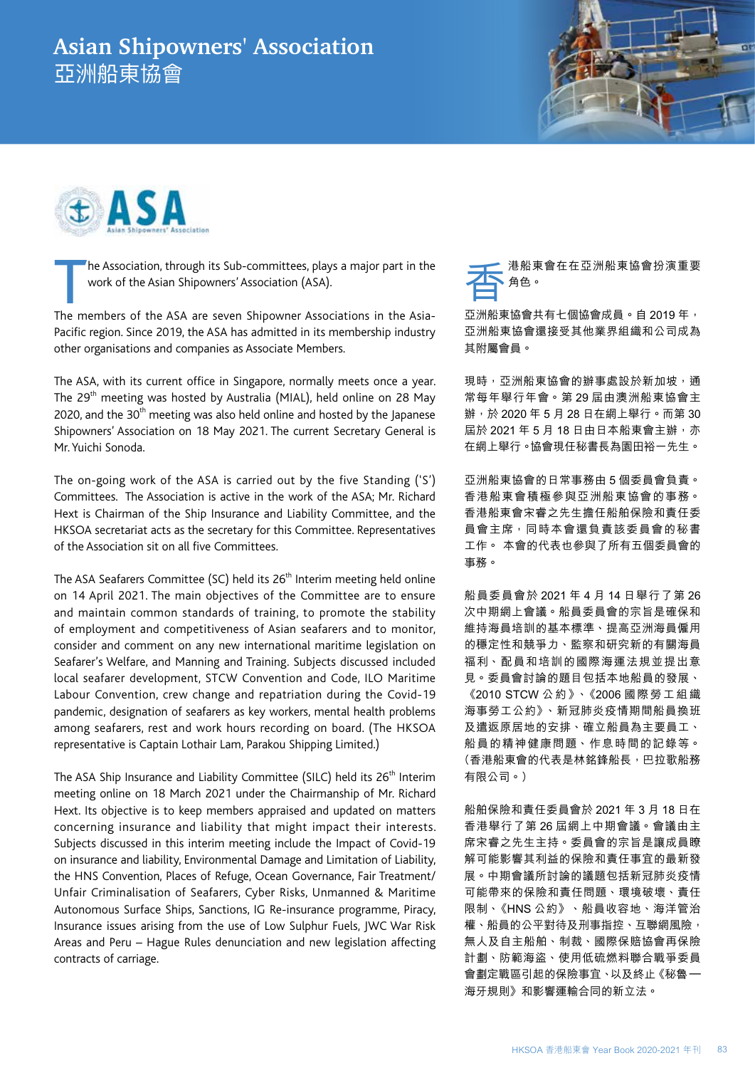# Asian Shipowners' Association
# 亞洲船東協會

The Association, through its Sub-committees, plays a major part in the work of the Asian Shipowners' Association (ASA).

The members of the ASA are seven Shipowner Associations in the Asia-Pacific region. Since 2019, the ASA has admitted in its membership industry other organisations and companies as Associate Members.

The ASA, with its current office in Singapore, normally meets once a year. The 29th meeting was hosted by Australia (MIAL), held online on 28 May 2020, and the 30th meeting was also held online and hosted by the Japanese Shipowners' Association on 18 May 2021. The current Secretary General is Mr. Yuichi Sonoda.

The on-going work of the ASA is carried out by the five Standing ('S') Committees. The Association is active in the work of the ASA; Mr. Richard Hext is Chairman of the Ship Insurance and Liability Committee, and the HKSOA secretariat acts as the secretary for this Committee. Representatives of the Association sit on all five Committees.

The ASA Seafarers Committee (SC) held its 26th Interim meeting held online on 14 April 2021. The main objectives of the Committee are to ensure and maintain common standards of training, to promote the stability of employment and competitiveness of Asian seafarers and to monitor, consider and comment on any new international maritime legislation on Seafarer's Welfare, and Manning and Training. Subjects discussed included local seafarer development, STCW Convention and Code, ILO Maritime Labour Convention, crew change and repatriation during the Covid-19 pandemic, designation of seafarers as key workers, mental health problems among seafarers, rest and work hours recording on board. (The HKSOA representative is Captain Lothair Lam, Parakou Shipping Limited.)

The ASA Ship Insurance and Liability Committee (SILC) held its 26th Interim meeting online on 18 March 2021 under the Chairmanship of Mr. Richard Hext. Its objective is to keep members appraised and updated on matters concerning insurance and liability that might impact their interests. Subjects discussed in this interim meeting include the Impact of Covid-19 on insurance and liability, Environmental Damage and Limitation of Liability, the HNS Convention, Places of Refuge, Ocean Governance, Fair Treatment/Unfair Criminalisation of Seafarers, Cyber Risks, Unmanned & Maritime Autonomous Surface Ships, Sanctions, IG Re-insurance programme, Piracy, Insurance issues arising from the use of Low Sulphur Fuels, JWC War Risk Areas and Peru – Hague Rules denunciation and new legislation affecting contracts of carriage.

香港船東會在在亞洲船東協會扮演重要角色。

亞洲船東協會共有七個協會成員。自 2019 年，亞洲船東協會還接受其他業界組織和公司成為其附屬會員。

現時，亞洲船東協會的辦事處設於新加坡，通常每年舉行年會。第 29 屆由澳洲船東協會主辦，於 2020 年 5 月 28 日在網上舉行。而第 30 屆於 2021 年 5 月 18 日由日本船東會主辦，亦在網上舉行。協會現任秘書長為園田裕一先生。

亞洲船東協會的日常事務由 5 個委員會負責。香港船東會積極參與亞洲船東協會的事務。香港船東會宋睿之先生擔任船舶保險和責任委員會主席，同時本會還負責該委員會的秘書工作。 本會的代表也參與了所有五個委員會的事務。

船員委員會於 2021 年 4 月 14 日舉行了第 26 次中期網上會議。船員委員會的宗旨是確保和維持海員培訓的基本標準、提高亞洲海員僱用的穩定性和競爭力、監察和研究新的有關海員福利、配員和培訓的國際海運法規並提出意見。委員會討論的題目包括本地船員的發展、《2010 STCW 公約》、《2006 國際勞工組織海事勞工公約》、新冠肺炎疫情期間船員換班及遣返原居地的安排、確立船員為主要員工、船員的精神健康問題、作息時間的記錄等。(香港船東會的代表是林銘鋒船長，巴拉歌船務有限公司。)

船舶保險和責任委員會於 2021 年 3 月 18 日在香港舉行了第 26 屆網上中期會議。會議由主席宋睿之先生主持。委員會的宗旨是讓成員瞭解可能影響其利益的保險和責任事宜的最新發展。中期會議所討論的議題包括新冠肺炎疫情可能帶來的保險和責任問題、環境破壞、責任限制、《HNS 公約》、船員收容地、海洋管治權、船員的公平對待及刑事指控、互聯網風險、無人及自主船舶、制裁、國際保賠協會再保險計劃、防範海盜、使用低硫燃料聯合戰爭委員會劃定戰區引起的保險事宜、以及終止《秘魯—海牙規則》和影響運輸合同的新立法。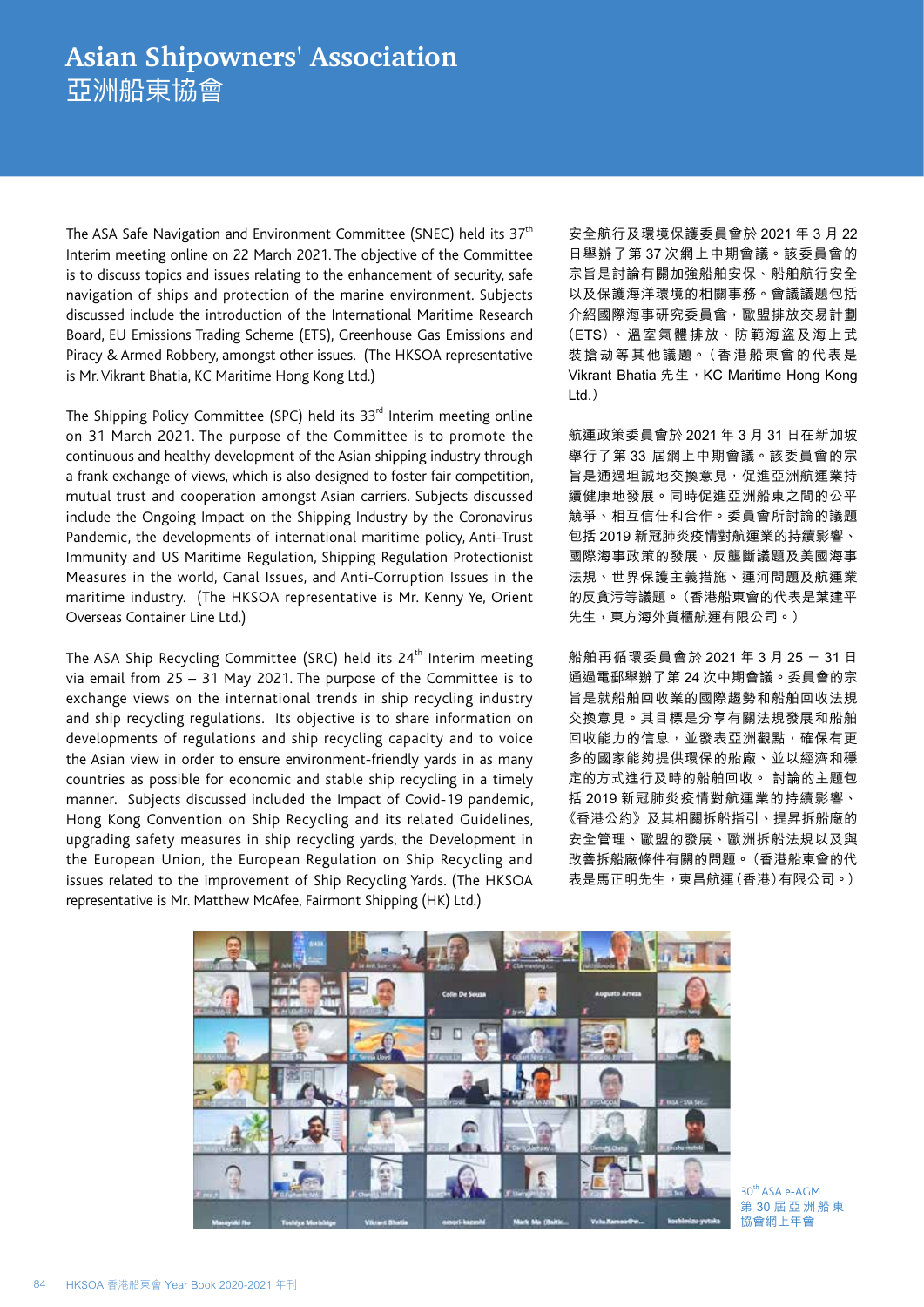# Asian Shipowners' Association
# 亞洲船東協會

The ASA Safe Navigation and Environment Committee (SNEC) held its 37th Interim meeting online on 22 March 2021. The objective of the Committee is to discuss topics and issues relating to the enhancement of security, safe navigation of ships and protection of the marine environment. Subjects discussed include the introduction of the International Maritime Research Board, EU Emissions Trading Scheme (ETS), Greenhouse Gas Emissions and Piracy & Armed Robbery, amongst other issues. (The HKSOA representative is Mr. Vikrant Bhatia, KC Maritime Hong Kong Ltd.)

安全航行及環境保護委員會於 2021 年 3 月 22 日舉辦了第 37 次網上中期會議。該委員會的宗旨是討論有關加強船舶安保、船舶航行安全以及保護海洋環境的相關事務。會議議題包括介紹國際海事研究委員會，歐盟排放交易計劃（ETS）、溫室氣體排放、防範海盜及海上武裝搶劫等其他議題。（香港船東會的代表是 Vikrant Bhatia 先生，KC Maritime Hong Kong Ltd.）

The Shipping Policy Committee (SPC) held its 33rd Interim meeting online on 31 March 2021. The purpose of the Committee is to promote the continuous and healthy development of the Asian shipping industry through a frank exchange of views, which is also designed to foster fair competition, mutual trust and cooperation amongst Asian carriers. Subjects discussed include the Ongoing Impact on the Shipping Industry by the Coronavirus Pandemic, the developments of international maritime policy, Anti-Trust Immunity and US Maritime Regulation, Shipping Regulation Protectionist Measures in the world, Canal Issues, and Anti-Corruption Issues in the maritime industry. (The HKSOA representative is Mr. Kenny Ye, Orient Overseas Container Line Ltd.)

航運政策委員會於 2021 年 3 月 31 日在新加坡舉行了第 33 屆網上中期會議。該委員會的宗旨是通過坦誠地交換意見，促進亞洲航運業持續健康地發展。同時促進亞洲船東之間的公平競爭、相互信任和合作。委員會所討論的議題包括 2019 新冠肺炎疫情對航運業的持續影響、國際海事政策的發展、反壟斷議題及美國海事法規、世界保護主義措施、運河問題及航運業的反貪污等議題。（香港船東會的代表是葉建平先生，東方海外貨櫃航運有限公司。）

The ASA Ship Recycling Committee (SRC) held its 24th Interim meeting via email from 25 – 31 May 2021. The purpose of the Committee is to exchange views on the international trends in ship recycling industry and ship recycling regulations. Its objective is to share information on developments of regulations and ship recycling capacity and to voice the Asian view in order to ensure environment-friendly yards in as many countries as possible for economic and stable ship recycling in a timely manner. Subjects discussed included the Impact of Covid-19 pandemic, Hong Kong Convention on Ship Recycling and its related Guidelines, upgrading safety measures in ship recycling yards, the Development in the European Union, the European Regulation on Ship Recycling and issues related to the improvement of Ship Recycling Yards. (The HKSOA representative is Mr. Matthew McAfee, Fairmont Shipping (HK) Ltd.)

船舶再循環委員會於 2021 年 3 月 25 – 31 日通過電郵舉辦了第 24 次中期會議。委員會的宗旨是就船舶回收業的國際趨勢和船舶回收法規交換意見。其目標是分享有關法規發展和船舶回收能力的信息，並發表亞洲觀點，確保有更多的國家能夠提供環保的船廠，並以經濟和穩定的方式進行及時的船舶回收。 討論的主題包括 2019 新冠肺炎疫情對航運業的持續影響、《香港公約》及其相關拆船指引、提昇拆船廠的安全管理、歐盟的發展、歐洲拆船法規以及與改善拆船廠條件有關的問題。（香港船東會的代表是馬正明先生，東昌航運（香港）有限公司。）

30th ASA e-AGM
第 30 屆亞洲船東協會網上年會